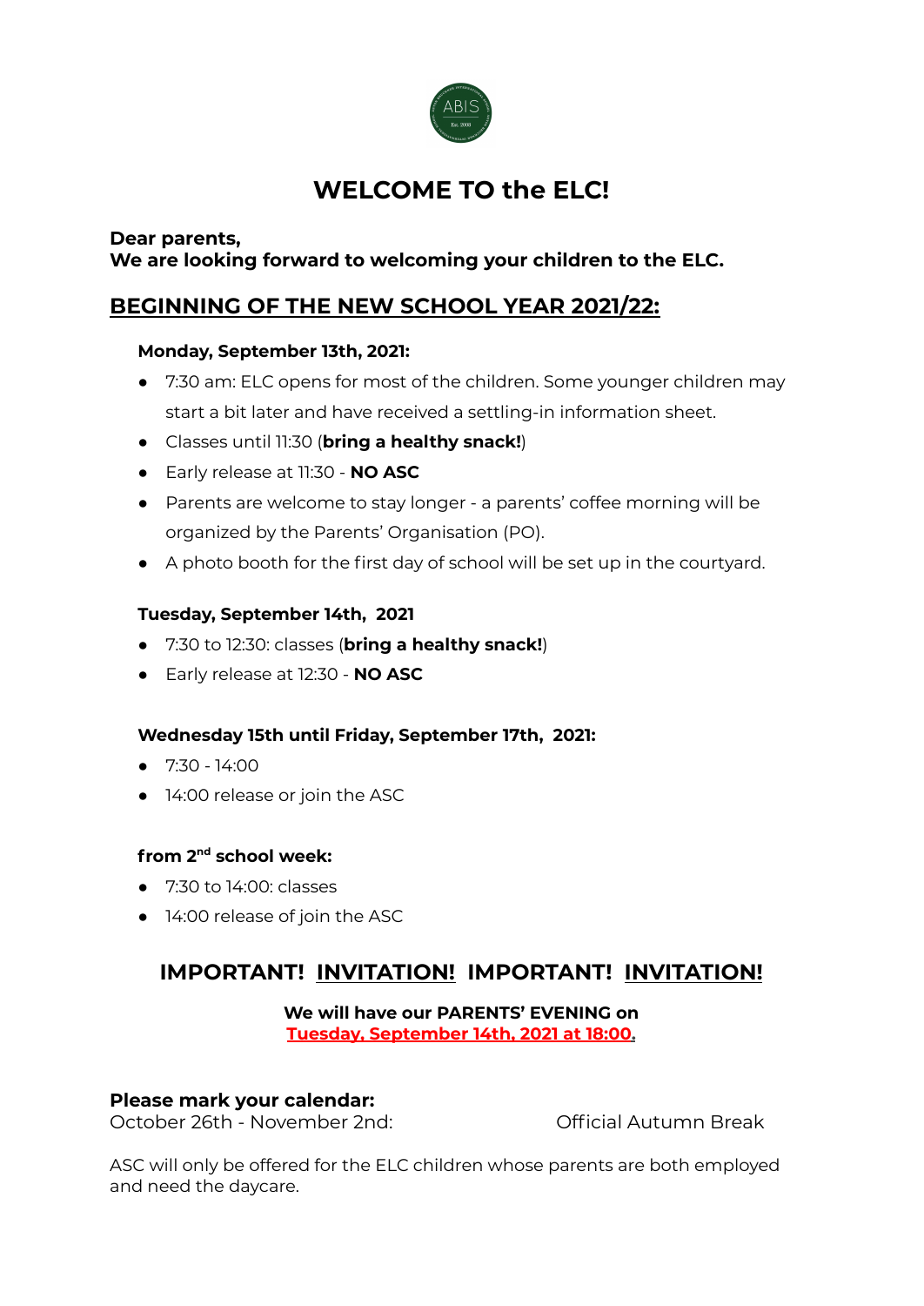# WELCOME TO the ELC!

**Dear parents,**
**We are looking forward to welcoming your children to the ELC.**

## BEGINNING OF THE NEW SCHOOL YEAR 2021/22:

**Monday, September 13th, 2021:**

- 7:30 am: ELC opens for most of the children. Some younger children may start a bit later and have received a settling-in information sheet.
- Classes until 11:30 (**bring a healthy snack!**)
- Early release at 11:30 - **NO ASC**
- Parents are welcome to stay longer - a parents' coffee morning will be organized by the Parents' Organisation (PO).
- A photo booth for the first day of school will be set up in the courtyard.

**Tuesday, September 14th, 2021**

- 7:30 to 12:30: classes (**bring a healthy snack!**)
- Early release at 12:30 - **NO ASC**

**Wednesday 15th until Friday, September 17th, 2021:**

- 7:30 - 14:00
- 14:00 release or join the ASC

**from 2nd school week:**

- 7:30 to 14:00: classes
- 14:00 release of join the ASC

## IMPORTANT! INVITATION! IMPORTANT! INVITATION!

**We will have our PARENTS' EVENING on**
**Tuesday, September 14th, 2021 at 18:00.**

**Please mark your calendar:**
October 26th - November 2nd: Official Autumn Break

ASC will only be offered for the ELC children whose parents are both employed and need the daycare.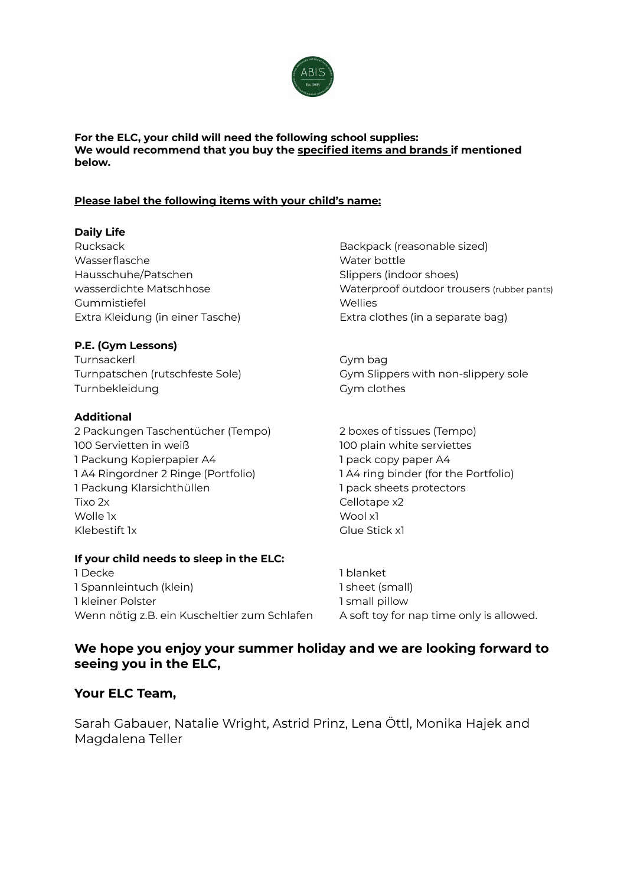**For the ELC, your child will need the following school supplies:**
**We would recommend that you buy the <u>specified items and brands</u> if mentioned below.**

**<u>Please label the following items with your child's name:</u>**

**Daily Life**

| | |
|---|---|
| Rucksack | Backpack (reasonable sized) |
| Wasserflasche | Water bottle |
| Hausschuhe/Patschen | Slippers (indoor shoes) |
| wasserdichte Matschhose | Waterproof outdoor trousers (rubber pants) |
| Gummistiefel | Wellies |
| Extra Kleidung (in einer Tasche) | Extra clothes (in a separate bag) |

**P.E. (Gym Lessons)**

| | |
|---|---|
| Turnsackerl | Gym bag |
| Turnpatschen (rutschfeste Sole) | Gym Slippers with non-slippery sole |
| Turnbekleidung | Gym clothes |

**Additional**

| | |
|---|---|
| 2 Packungen Taschentücher (Tempo) | 2 boxes of tissues (Tempo) |
| 100 Servietten in weiß | 100 plain white serviettes |
| 1 Packung Kopierpapier A4 | 1 pack copy paper A4 |
| 1 A4 Ringordner 2 Ringe (Portfolio) | 1 A4 ring binder (for the Portfolio) |
| 1 Packung Klarsichthüllen | 1 pack sheets protectors |
| Tixo 2x | Cellotape x2 |
| Wolle 1x | Wool x1 |
| Klebestift 1x | Glue Stick x1 |

**If your child needs to sleep in the ELC:**

| | |
|---|---|
| 1 Decke | 1 blanket |
| 1 Spannleintuch (klein) | 1 sheet (small) |
| 1 kleiner Polster | 1 small pillow |
| Wenn nötig z.B. ein Kuscheltier zum Schlafen | A soft toy for nap time only is allowed. |

### We hope you enjoy your summer holiday and we are looking forward to seeing you in the ELC,

### Your ELC Team,

Sarah Gabauer, Natalie Wright, Astrid Prinz, Lena Öttl, Monika Hajek and Magdalena Teller